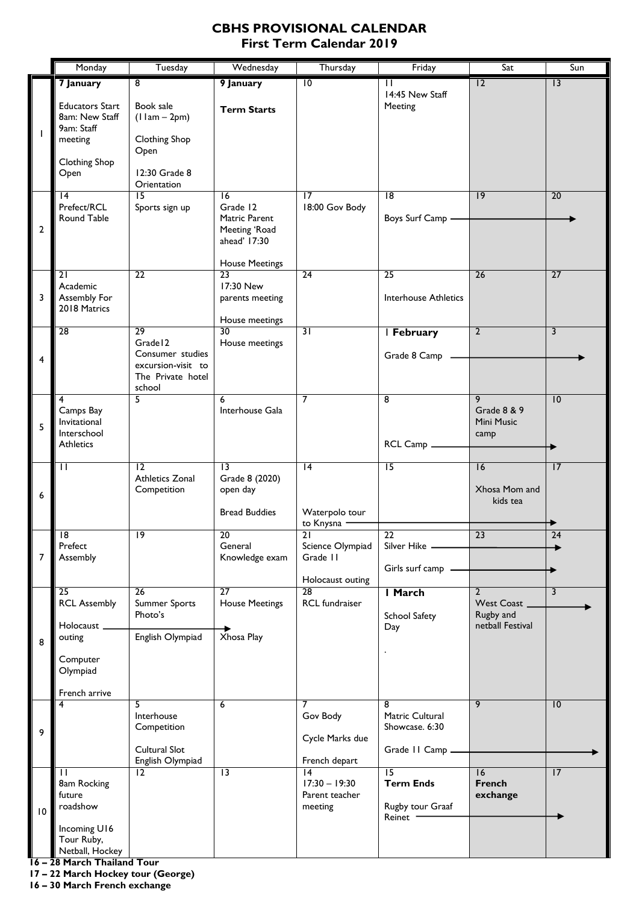# CBHS PROVISIONAL CALENDAR

## First Term Calendar 2019

| | Monday | Tuesday | Wednesday | Thursday | Friday | Sat | Sun |
|---|---|---|---|---|---|---|---|
| 1 | **7 January**<br><br>Educators Start<br>8am: New Staff<br>9am: Staff meeting<br><br>Clothing Shop Open | 8<br><br>Book sale (11am – 2pm)<br><br>Clothing Shop Open<br><br>12:30 Grade 8 Orientation | **9 January**<br><br>**Term Starts** | 10 | 11<br>14:45 New Staff Meeting | 12 | 13 |
| 2 | 14<br>Prefect/RCL Round Table | 15<br>Sports sign up | 16<br>Grade 12 Matric Parent Meeting 'Road ahead' 17:30<br><br>House Meetings | 17<br>18:00 Gov Body | 18<br><br>Boys Surf Camp → | 19 | 20 |
| 3 | 21<br>Academic Assembly For 2018 Matrics | 22 | 23<br>17:30 New parents meeting<br><br>House meetings | 24 | 25<br><br>Interhouse Athletics | 26 | 27 |
| 4 | 28 | 29<br>Grade12 Consumer studies excursion-visit to The Private hotel school | 30<br>House meetings | 31 | **1 February**<br><br>Grade 8 Camp → | 2 | 3 |
| 5 | 4<br>Camps Bay Invitational Interschool Athletics | 5 | 6<br>Interhouse Gala | 7 | 8<br><br>RCL Camp → | 9<br>Grade 8 & 9 Mini Music camp | 10 |
| 6 | 11 | 12<br>Athletics Zonal Competition | 13<br>Grade 8 (2020) open day<br><br>Bread Buddies | 14<br><br>Waterpolo tour to Knysna → | 15 | 16<br><br>Xhosa Mom and kids tea | 17 |
| 7 | 18<br>Prefect Assembly | 19 | 20<br>General Knowledge exam | 21<br>Science Olympiad Grade 11<br><br>Holocaust outing | 22<br>Silver Hike →<br><br>Girls surf camp → | 23 | 24 |
| 8 | 25<br>RCL Assembly<br><br>Holocaust outing →<br><br>Computer Olympiad<br><br>French arrive | 26<br>Summer Sports Photo's<br><br>English Olympiad | 27<br>House Meetings<br><br>Xhosa Play | 28<br>RCL fundraiser | **1 March**<br><br>School Safety Day<br><br>. | 2<br>West Coast Rugby and netball Festival → | 3 |
| 9 | 4 | 5<br>Interhouse Competition<br><br>Cultural Slot<br>English Olympiad | 6 | 7<br>Gov Body<br><br>Cycle Marks due<br><br>French depart | 8<br>Matric Cultural Showcase. 6:30<br><br>Grade 11 Camp → | 9 | 10 |
| 10 | 11<br>8am Rocking future roadshow<br><br>Incoming U16 Tour Ruby, Netball, Hockey | 12 | 13 | 14<br>17:30 – 19:30<br>Parent teacher meeting | 15<br>**Term Ends**<br><br>Rugby tour Graaf Reinet → | 16<br>**French exchange** | 17 |

**16 – 28 March Thailand Tour**

**17 – 22 March Hockey tour (George)**

**16 – 30 March French exchange**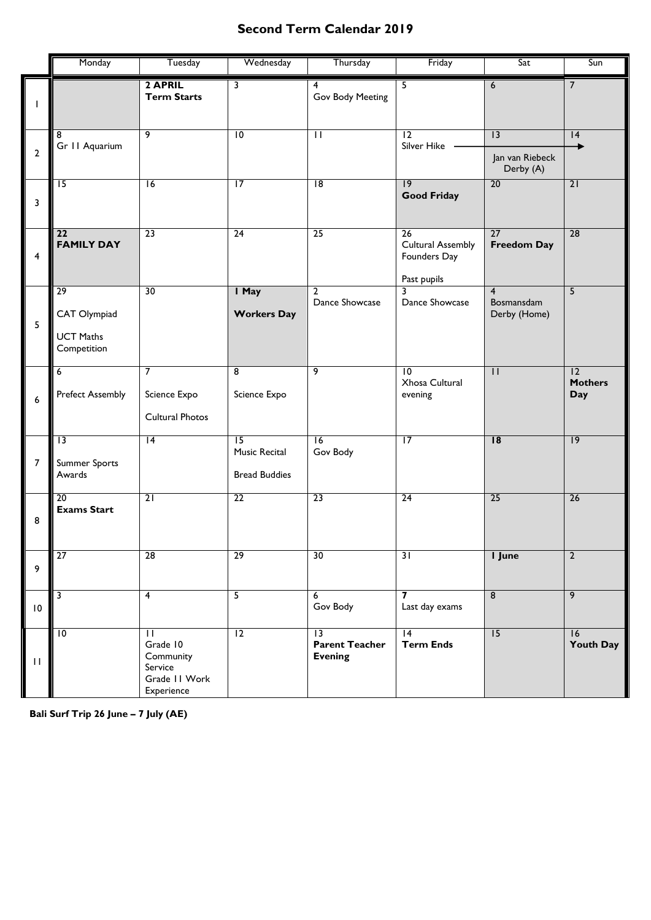# Second Term Calendar 2019

| | Monday | Tuesday | Wednesday | Thursday | Friday | Sat | Sun |
|---|---|---|---|---|---|---|---|
| 1 | | **2 APRIL** **Term Starts** | 3 | 4 Gov Body Meeting | 5 | 6 | 7 |
| 2 | 8 Gr 11 Aquarium | 9 | 10 | 11 | 12 Silver Hike → | 13 Jan van Riebeck Derby (A) | 14 → |
| 3 | 15 | 16 | 17 | 18 | 19 **Good Friday** | 20 | 21 |
| 4 | **22** **FAMILY DAY** | 23 | 24 | 25 | 26 Cultural Assembly Founders Day Past pupils | 27 **Freedom Day** | 28 |
| 5 | 29 CAT Olympiad UCT Maths Competition | 30 | **1 May** **Workers Day** | 2 Dance Showcase | 3 Dance Showcase | 4 Bosmansdam Derby (Home) | 5 |
| 6 | 6 Prefect Assembly | 7 Science Expo Cultural Photos | 8 Science Expo | 9 | 10 Xhosa Cultural evening | 11 | 12 **Mothers Day** |
| 7 | 13 Summer Sports Awards | 14 | 15 Music Recital Bread Buddies | 16 Gov Body | 17 | **18** | 19 |
| 8 | 20 **Exams Start** | 21 | 22 | 23 | 24 | 25 | 26 |
| 9 | 27 | 28 | 29 | 30 | 31 | **1 June** | 2 |
| 10 | 3 | 4 | 5 | 6 Gov Body | **7** Last day exams | 8 | 9 |
| 11 | 10 | 11 Grade 10 Community Service Grade 11 Work Experience | 12 | 13 **Parent Teacher Evening** | 14 **Term Ends** | 15 | 16 **Youth Day** |

**Bali Surf Trip 26 June – 7 July (AE)**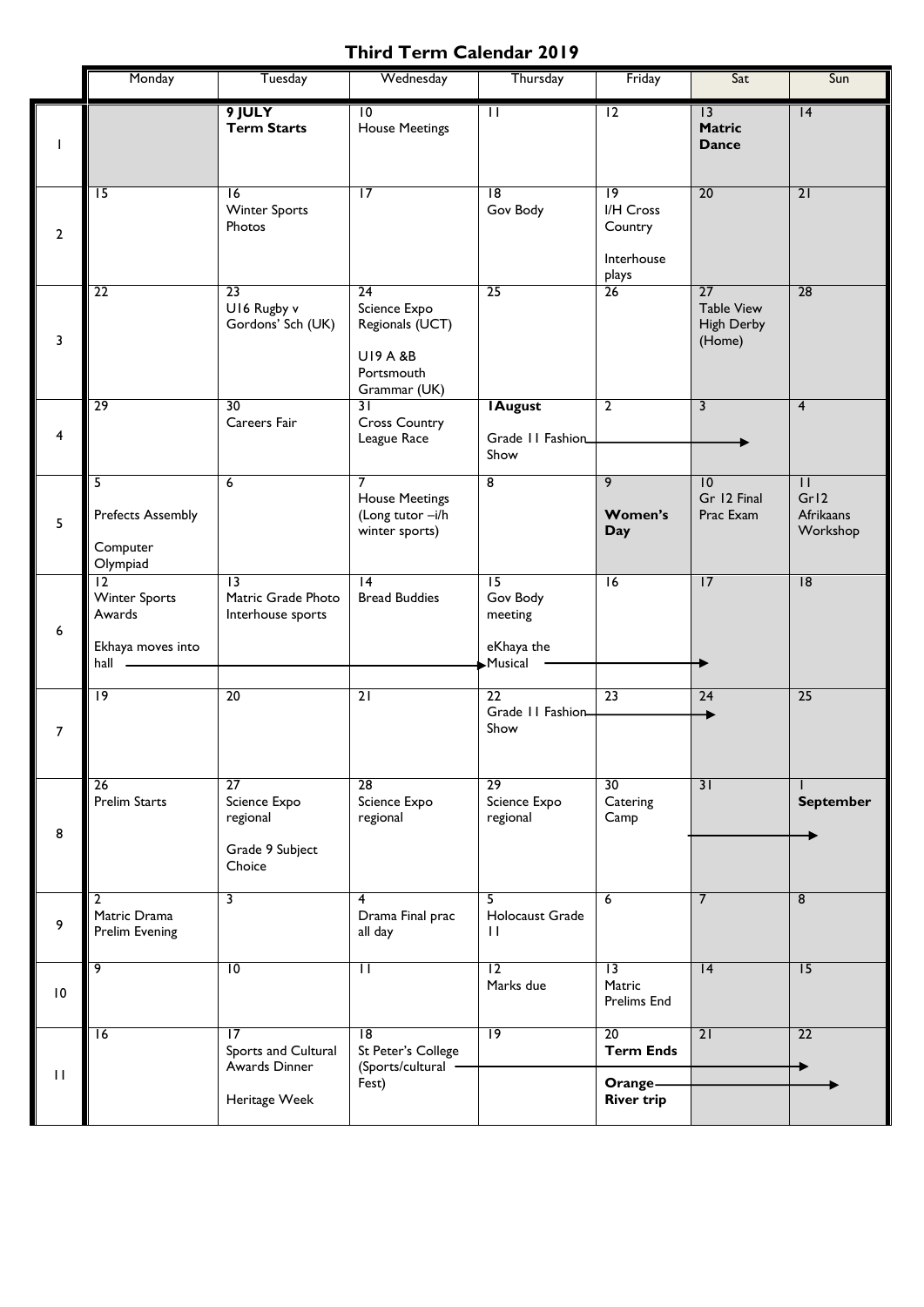# Third Term Calendar 2019

| | Monday | Tuesday | Wednesday | Thursday | Friday | Sat | Sun |
|---|---|---|---|---|---|---|---|
| 1 | | 9 JULY **Term Starts** | 10 House Meetings | 11 | 12 | 13 **Matric Dance** | 14 |
| 2 | 15 | 16 Winter Sports Photos | 17 | 18 Gov Body | 19 I/H Cross Country<br><br>Interhouse plays | 20 | 21 |
| 3 | 22 | 23 U16 Rugby v Gordons' Sch (UK) | 24 Science Expo Regionals (UCT)<br><br>U19 A &B Portsmouth Grammar (UK) | 25 | 26 | 27 Table View High Derby (Home) | 28 |
| 4 | 29 | 30 Careers Fair | 31 Cross Country League Race | **1August**<br><br>Grade 11 Fashion Show → | 2 → | 3 → | 4 |
| 5 | 5<br><br>Prefects Assembly<br><br>Computer Olympiad | 6 | 7 House Meetings (Long tutor –i/h winter sports) | 8 | 9<br><br>**Women's Day** | 10 Gr 12 Final Prac Exam | 11 Gr12 Afrikaans Workshop |
| 6 | 12 Winter Sports Awards<br><br>Ekhaya moves into hall → | 13 Matric Grade Photo Interhouse sports → | 14 Bread Buddies → | 15 Gov Body meeting<br><br>eKhaya the Musical → | 16 → | 17 | 18 |
| 7 | 19 | 20 | 21 | 22 Grade 11 Fashion Show → | 23 → | 24 | 25 |
| 8 | 26 Prelim Starts | 27 Science Expo regional<br><br>Grade 9 Subject Choice | 28 Science Expo regional | 29 Science Expo regional | 30 Catering Camp | 31 → | 1 **September** |
| 9 | 2 Matric Drama Prelim Evening | 3 | 4 Drama Final prac all day | 5 Holocaust Grade 11 | 6 | 7 | 8 |
| 10 | 9 | 10 | 11 | 12 Marks due | 13 Matric Prelims End | 14 | 15 |
| 11 | 16 | 17 Sports and Cultural Awards Dinner<br><br>Heritage Week | 18 St Peter's College (Sports/cultural Fest) → | 19 → | 20 **Term Ends**<br><br>**Orange River trip** → | 21 → | 22 |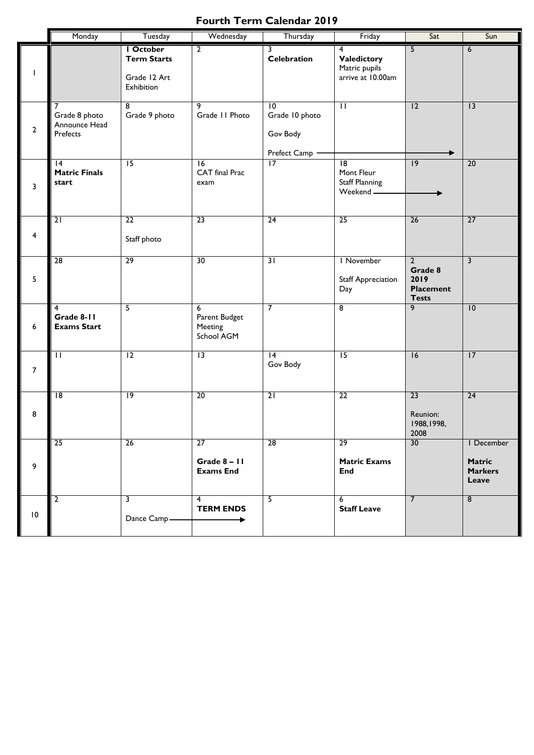# Fourth Term Calendar 2019

| | Monday | Tuesday | Wednesday | Thursday | Friday | Sat | Sun |
|---|---|---|---|---|---|---|---|
| 1 | | **1 October** **Term Starts** Grade 12 Art Exhibition | 2 | 3 **Celebration** | 4 **Valedictory** Matric pupils arrive at 10.00am | 5 | 6 |
| 2 | 7 Grade 8 photo Announce Head Prefects | 8 Grade 9 photo | 9 Grade 11 Photo | 10 Grade 10 photo Gov Body Prefect Camp → | 11 → | 12 → | 13 |
| 3 | 14 **Matric Finals start** | 15 | 16 CAT final Prac exam | 17 | 18 Mont Fleur Staff Planning Weekend → | 19 → | 20 |
| 4 | 21 | 22 Staff photo | 23 | 24 | 25 | 26 | 27 |
| 5 | 28 | 29 | 30 | 31 | 1 November Staff Appreciation Day | 2 **Grade 8 2019 Placement Tests** | 3 |
| 6 | 4 **Grade 8-11 Exams Start** | 5 | 6 Parent Budget Meeting School AGM | 7 | 8 | 9 | 10 |
| 7 | 11 | 12 | 13 | 14 Gov Body | 15 | 16 | 17 |
| 8 | 18 | 19 | 20 | 21 | 22 | 23 Reunion: 1988,1998, 2008 | 24 |
| 9 | 25 | 26 | 27 **Grade 8 – 11 Exams End** | 28 | 29 **Matric Exams End** | 30 | 1 December **Matric Markers Leave** |
| 10 | 2 | 3 Dance Camp → | 4 **TERM ENDS** | 5 | 6 **Staff Leave** | 7 | 8 |